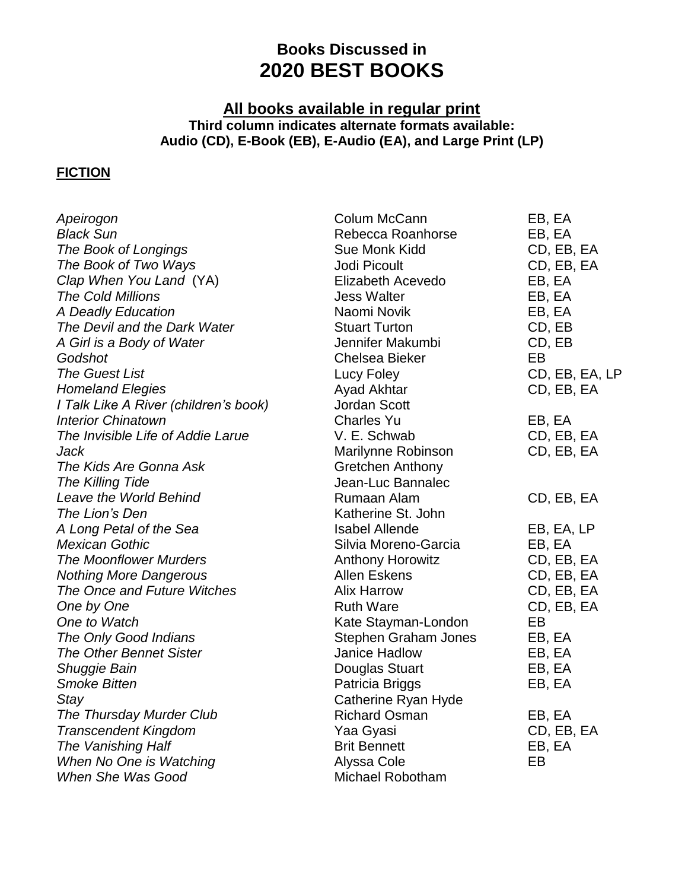# Books Discussed in
# 2020 BEST BOOKS

## All books available in regular print

**Third column indicates alternate formats available:**
**Audio (CD), E-Book (EB), E-Audio (EA), and Large Print (LP)**

**FICTION**

| | | |
|---|---|---|
| *Apeirogon* | Colum McCann | EB, EA |
| *Black Sun* | Rebecca Roanhorse | EB, EA |
| *The Book of Longings* | Sue Monk Kidd | CD, EB, EA |
| *The Book of Two Ways* | Jodi Picoult | CD, EB, EA |
| *Clap When You Land* (YA) | Elizabeth Acevedo | EB, EA |
| *The Cold Millions* | Jess Walter | EB, EA |
| *A Deadly Education* | Naomi Novik | EB, EA |
| *The Devil and the Dark Water* | Stuart Turton | CD, EB |
| *A Girl is a Body of Water* | Jennifer Makumbi | CD, EB |
| *Godshot* | Chelsea Bieker | EB |
| *The Guest List* | Lucy Foley | CD, EB, EA, LP |
| *Homeland Elegies* | Ayad Akhtar | CD, EB, EA |
| *I Talk Like A River (children's book)* | Jordan Scott | |
| *Interior Chinatown* | Charles Yu | EB, EA |
| *The Invisible Life of Addie Larue* | V. E. Schwab | CD, EB, EA |
| *Jack* | Marilynne Robinson | CD, EB, EA |
| *The Kids Are Gonna Ask* | Gretchen Anthony | |
| *The Killing Tide* | Jean-Luc Bannalec | |
| *Leave the World Behind* | Rumaan Alam | CD, EB, EA |
| *The Lion's Den* | Katherine St. John | |
| *A Long Petal of the Sea* | Isabel Allende | EB, EA, LP |
| *Mexican Gothic* | Silvia Moreno-Garcia | EB, EA |
| *The Moonflower Murders* | Anthony Horowitz | CD, EB, EA |
| *Nothing More Dangerous* | Allen Eskens | CD, EB, EA |
| *The Once and Future Witches* | Alix Harrow | CD, EB, EA |
| *One by One* | Ruth Ware | CD, EB, EA |
| *One to Watch* | Kate Stayman-London | EB |
| *The Only Good Indians* | Stephen Graham Jones | EB, EA |
| *The Other Bennet Sister* | Janice Hadlow | EB, EA |
| *Shuggie Bain* | Douglas Stuart | EB, EA |
| *Smoke Bitten* | Patricia Briggs | EB, EA |
| *Stay* | Catherine Ryan Hyde | |
| *The Thursday Murder Club* | Richard Osman | EB, EA |
| *Transcendent Kingdom* | Yaa Gyasi | CD, EB, EA |
| *The Vanishing Half* | Brit Bennett | EB, EA |
| *When No One is Watching* | Alyssa Cole | EB |
| *When She Was Good* | Michael Robotham | |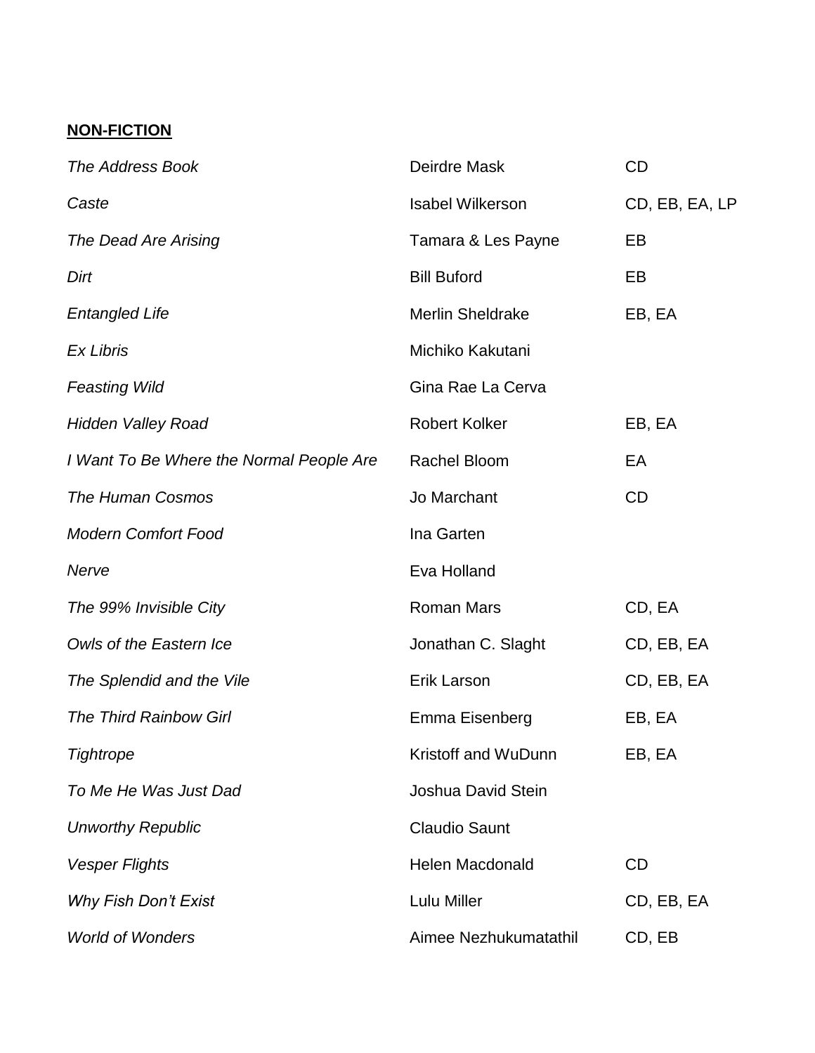**NON-FICTION**

| | | |
|---|---|---|
| *The Address Book* | Deirdre Mask | CD |
| *Caste* | Isabel Wilkerson | CD, EB, EA, LP |
| *The Dead Are Arising* | Tamara & Les Payne | EB |
| *Dirt* | Bill Buford | EB |
| *Entangled Life* | Merlin Sheldrake | EB, EA |
| *Ex Libris* | Michiko Kakutani | |
| *Feasting Wild* | Gina Rae La Cerva | |
| *Hidden Valley Road* | Robert Kolker | EB, EA |
| *I Want To Be Where the Normal People Are* | Rachel Bloom | EA |
| *The Human Cosmos* | Jo Marchant | CD |
| *Modern Comfort Food* | Ina Garten | |
| *Nerve* | Eva Holland | |
| *The 99% Invisible City* | Roman Mars | CD, EA |
| *Owls of the Eastern Ice* | Jonathan C. Slaght | CD, EB, EA |
| *The Splendid and the Vile* | Erik Larson | CD, EB, EA |
| *The Third Rainbow Girl* | Emma Eisenberg | EB, EA |
| *Tightrope* | Kristoff and WuDunn | EB, EA |
| *To Me He Was Just Dad* | Joshua David Stein | |
| *Unworthy Republic* | Claudio Saunt | |
| *Vesper Flights* | Helen Macdonald | CD |
| *Why Fish Don't Exist* | Lulu Miller | CD, EB, EA |
| *World of Wonders* | Aimee Nezhukumatathil | CD, EB |